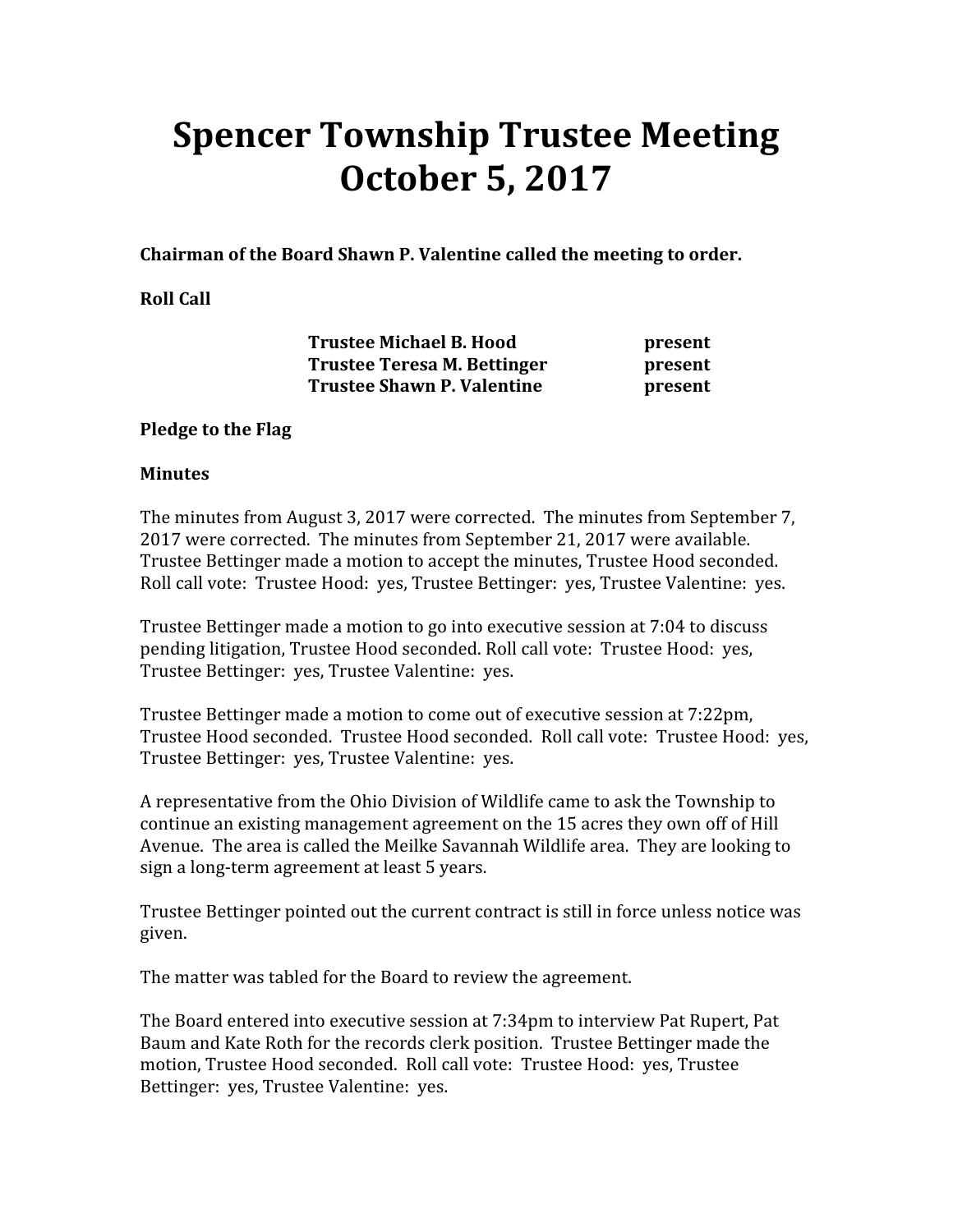# Spencer Township Trustee Meeting
# October 5, 2017

**Chairman of the Board Shawn P. Valentine called the meeting to order.**

**Roll Call**

| | |
|---|---|
| **Trustee Michael B. Hood** | **present** |
| **Trustee Teresa M. Bettinger** | **present** |
| **Trustee Shawn P. Valentine** | **present** |

**Pledge to the Flag**

**Minutes**

The minutes from August 3, 2017 were corrected. The minutes from September 7, 2017 were corrected. The minutes from September 21, 2017 were available. Trustee Bettinger made a motion to accept the minutes, Trustee Hood seconded. Roll call vote: Trustee Hood: yes, Trustee Bettinger: yes, Trustee Valentine: yes.

Trustee Bettinger made a motion to go into executive session at 7:04 to discuss pending litigation, Trustee Hood seconded. Roll call vote: Trustee Hood: yes, Trustee Bettinger: yes, Trustee Valentine: yes.

Trustee Bettinger made a motion to come out of executive session at 7:22pm, Trustee Hood seconded. Trustee Hood seconded. Roll call vote: Trustee Hood: yes, Trustee Bettinger: yes, Trustee Valentine: yes.

A representative from the Ohio Division of Wildlife came to ask the Township to continue an existing management agreement on the 15 acres they own off of Hill Avenue. The area is called the Meilke Savannah Wildlife area. They are looking to sign a long-term agreement at least 5 years.

Trustee Bettinger pointed out the current contract is still in force unless notice was given.

The matter was tabled for the Board to review the agreement.

The Board entered into executive session at 7:34pm to interview Pat Rupert, Pat Baum and Kate Roth for the records clerk position. Trustee Bettinger made the motion, Trustee Hood seconded. Roll call vote: Trustee Hood: yes, Trustee Bettinger: yes, Trustee Valentine: yes.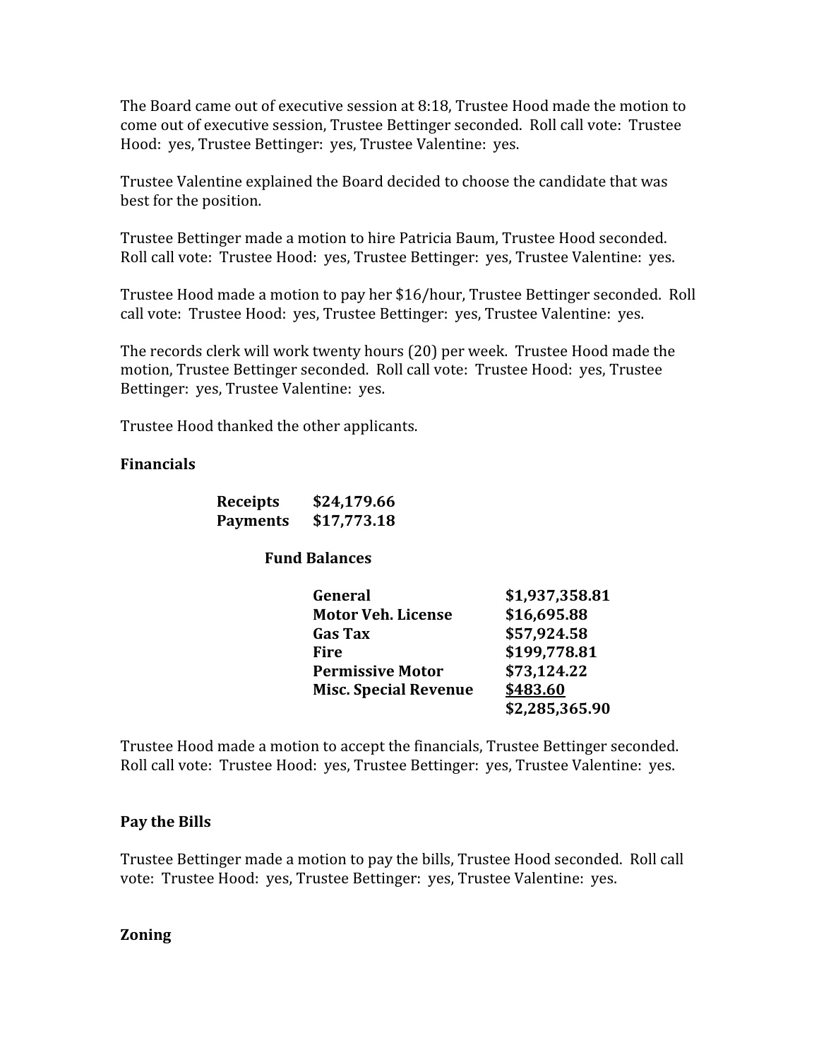The Board came out of executive session at 8:18, Trustee Hood made the motion to come out of executive session, Trustee Bettinger seconded. Roll call vote: Trustee Hood: yes, Trustee Bettinger: yes, Trustee Valentine: yes.

Trustee Valentine explained the Board decided to choose the candidate that was best for the position.

Trustee Bettinger made a motion to hire Patricia Baum, Trustee Hood seconded. Roll call vote: Trustee Hood: yes, Trustee Bettinger: yes, Trustee Valentine: yes.

Trustee Hood made a motion to pay her $16/hour, Trustee Bettinger seconded. Roll call vote: Trustee Hood: yes, Trustee Bettinger: yes, Trustee Valentine: yes.

The records clerk will work twenty hours (20) per week. Trustee Hood made the motion, Trustee Bettinger seconded. Roll call vote: Trustee Hood: yes, Trustee Bettinger: yes, Trustee Valentine: yes.

Trustee Hood thanked the other applicants.

**Financials**

| | |
|---|---|
| **Receipts** | **$24,179.66** |
| **Payments** | **$17,773.18** |

**Fund Balances**

| | |
|---|---|
| **General** | **$1,937,358.81** |
| **Motor Veh. License** | **$16,695.88** |
| **Gas Tax** | **$57,924.58** |
| **Fire** | **$199,778.81** |
| **Permissive Motor** | **$73,124.22** |
| **Misc. Special Revenue** | **<u>$483.60</u>** |
| | **$2,285,365.90** |

Trustee Hood made a motion to accept the financials, Trustee Bettinger seconded. Roll call vote: Trustee Hood: yes, Trustee Bettinger: yes, Trustee Valentine: yes.

**Pay the Bills**

Trustee Bettinger made a motion to pay the bills, Trustee Hood seconded. Roll call vote: Trustee Hood: yes, Trustee Bettinger: yes, Trustee Valentine: yes.

**Zoning**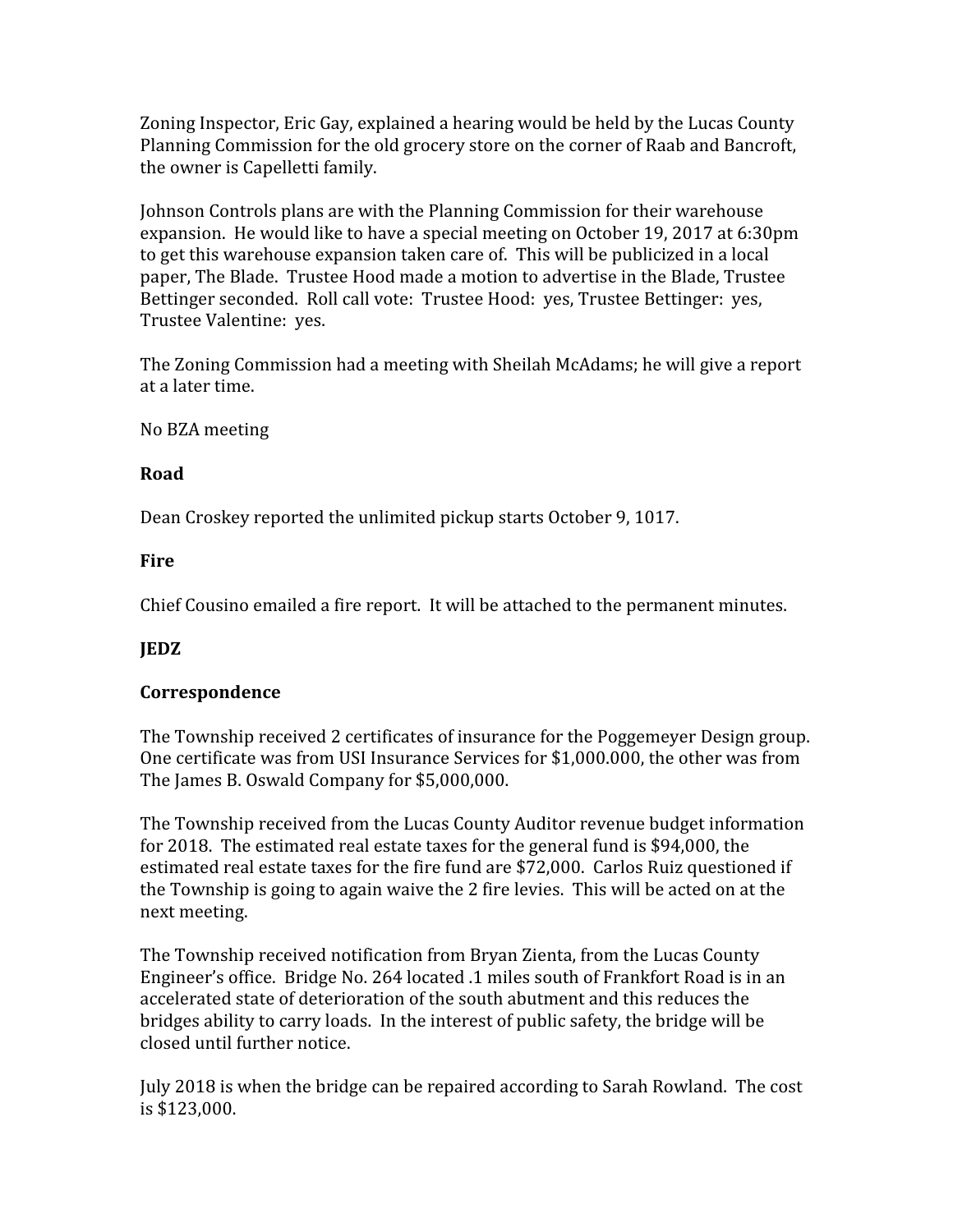Zoning Inspector, Eric Gay, explained a hearing would be held by the Lucas County Planning Commission for the old grocery store on the corner of Raab and Bancroft, the owner is Capelletti family.

Johnson Controls plans are with the Planning Commission for their warehouse expansion. He would like to have a special meeting on October 19, 2017 at 6:30pm to get this warehouse expansion taken care of. This will be publicized in a local paper, The Blade. Trustee Hood made a motion to advertise in the Blade, Trustee Bettinger seconded. Roll call vote: Trustee Hood: yes, Trustee Bettinger: yes, Trustee Valentine: yes.

The Zoning Commission had a meeting with Sheilah McAdams; he will give a report at a later time.

No BZA meeting

**Road**

Dean Croskey reported the unlimited pickup starts October 9, 1017.

**Fire**

Chief Cousino emailed a fire report. It will be attached to the permanent minutes.

**JEDZ**

**Correspondence**

The Township received 2 certificates of insurance for the Poggemeyer Design group. One certificate was from USI Insurance Services for $1,000.000, the other was from The James B. Oswald Company for $5,000,000.

The Township received from the Lucas County Auditor revenue budget information for 2018. The estimated real estate taxes for the general fund is $94,000, the estimated real estate taxes for the fire fund are $72,000. Carlos Ruiz questioned if the Township is going to again waive the 2 fire levies. This will be acted on at the next meeting.

The Township received notification from Bryan Zienta, from the Lucas County Engineer's office. Bridge No. 264 located .1 miles south of Frankfort Road is in an accelerated state of deterioration of the south abutment and this reduces the bridges ability to carry loads. In the interest of public safety, the bridge will be closed until further notice.

July 2018 is when the bridge can be repaired according to Sarah Rowland. The cost is $123,000.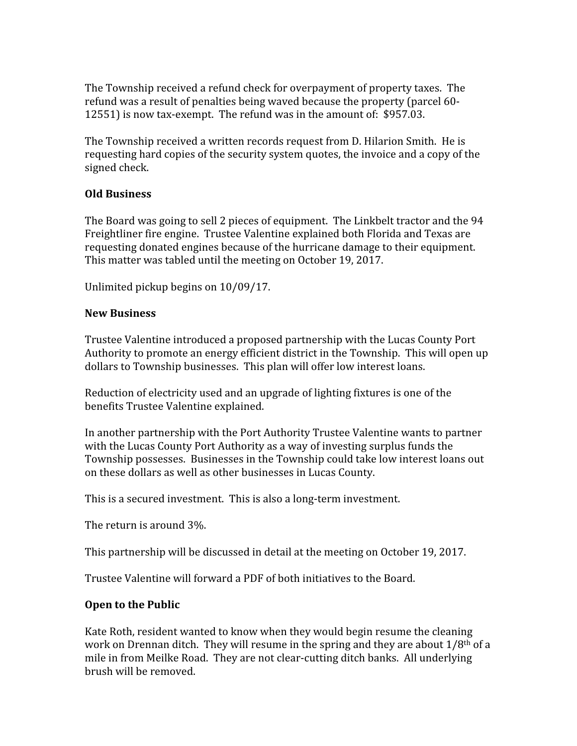The Township received a refund check for overpayment of property taxes. The refund was a result of penalties being waved because the property (parcel 60-12551) is now tax-exempt. The refund was in the amount of: $957.03.

The Township received a written records request from D. Hilarion Smith. He is requesting hard copies of the security system quotes, the invoice and a copy of the signed check.

**Old Business**

The Board was going to sell 2 pieces of equipment. The Linkbelt tractor and the 94 Freightliner fire engine. Trustee Valentine explained both Florida and Texas are requesting donated engines because of the hurricane damage to their equipment. This matter was tabled until the meeting on October 19, 2017.

Unlimited pickup begins on 10/09/17.

**New Business**

Trustee Valentine introduced a proposed partnership with the Lucas County Port Authority to promote an energy efficient district in the Township. This will open up dollars to Township businesses. This plan will offer low interest loans.

Reduction of electricity used and an upgrade of lighting fixtures is one of the benefits Trustee Valentine explained.

In another partnership with the Port Authority Trustee Valentine wants to partner with the Lucas County Port Authority as a way of investing surplus funds the Township possesses. Businesses in the Township could take low interest loans out on these dollars as well as other businesses in Lucas County.

This is a secured investment. This is also a long-term investment.

The return is around 3%.

This partnership will be discussed in detail at the meeting on October 19, 2017.

Trustee Valentine will forward a PDF of both initiatives to the Board.

**Open to the Public**

Kate Roth, resident wanted to know when they would begin resume the cleaning work on Drennan ditch. They will resume in the spring and they are about 1/8th of a mile in from Meilke Road. They are not clear-cutting ditch banks. All underlying brush will be removed.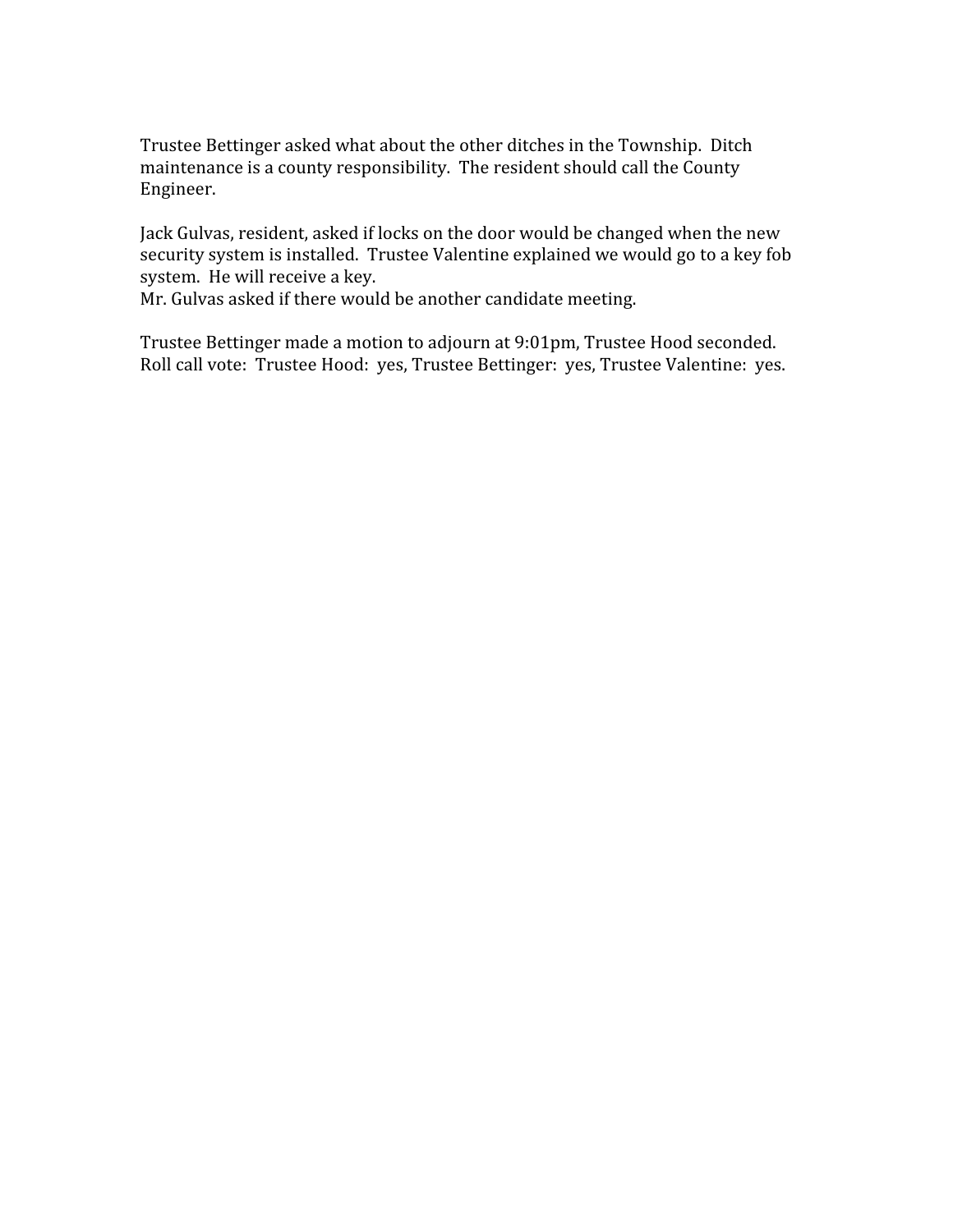Trustee Bettinger asked what about the other ditches in the Township. Ditch maintenance is a county responsibility. The resident should call the County Engineer.

Jack Gulvas, resident, asked if locks on the door would be changed when the new security system is installed. Trustee Valentine explained we would go to a key fob system. He will receive a key.
Mr. Gulvas asked if there would be another candidate meeting.

Trustee Bettinger made a motion to adjourn at 9:01pm, Trustee Hood seconded.
Roll call vote: Trustee Hood: yes, Trustee Bettinger: yes, Trustee Valentine: yes.